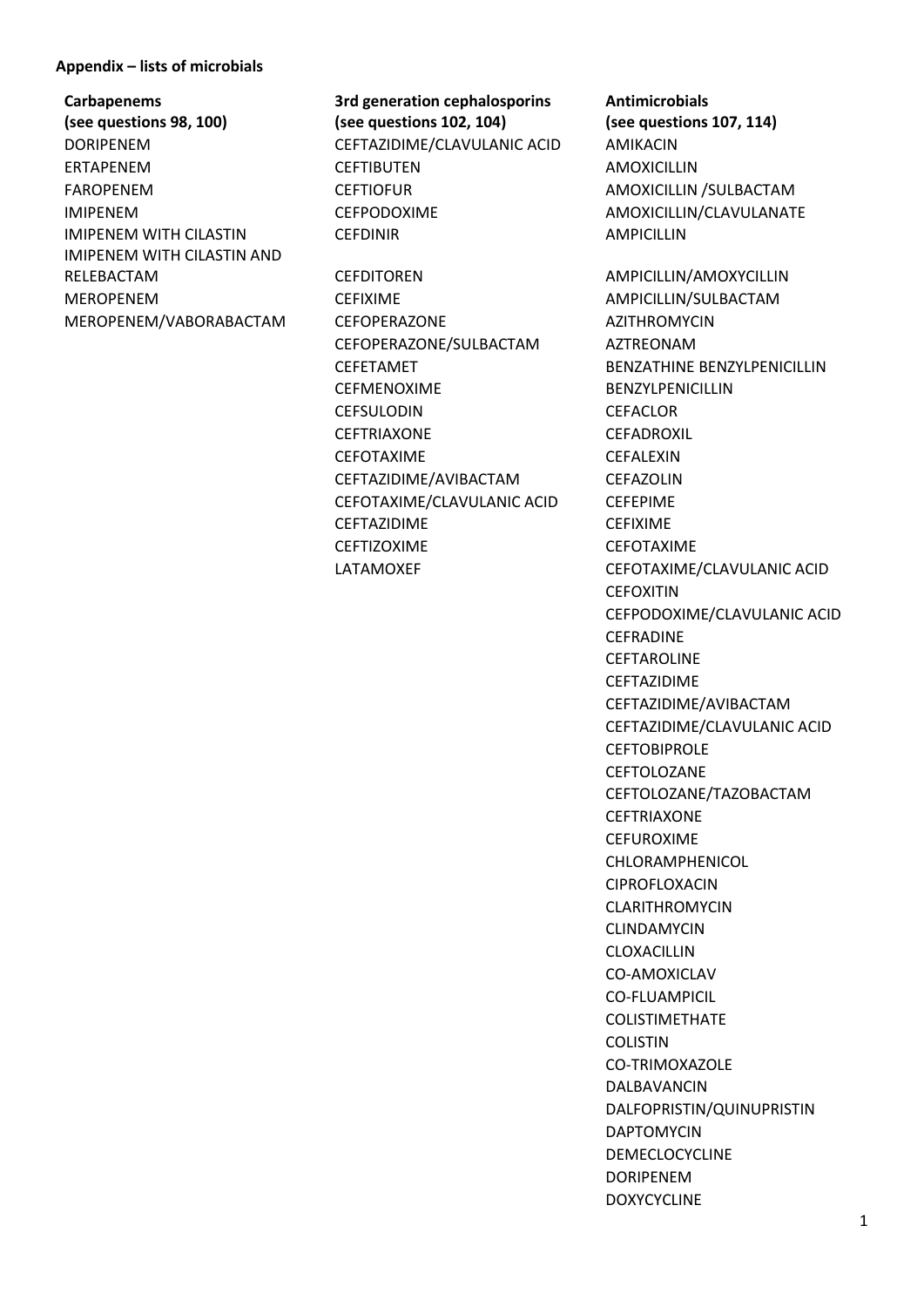**Appendix – lists of microbials**

**Carbapenems**
**(see questions 98, 100)**

DORIPENEM
ERTAPENEM
FAROPENEM
IMIPENEM
IMIPENEM WITH CILASTIN
IMIPENEM WITH CILASTIN AND RELEBACTAM
MEROPENEM
MEROPENEM/VABORABACTAM

**3rd generation cephalosporins**
**(see questions 102, 104)**

CEFTAZIDIME/CLAVULANIC ACID
CEFTIBUTEN
CEFTIOFUR
CEFPODOXIME
CEFDINIR
CEFDITOREN
CEFIXIME
CEFOPERAZONE
CEFOPERAZONE/SULBACTAM
CEFETAMET
CEFMENOXIME
CEFSULODIN
CEFTRIAXONE
CEFOTAXIME
CEFTAZIDIME/AVIBACTAM
CEFOTAXIME/CLAVULANIC ACID
CEFTAZIDIME
CEFTIZOXIME
LATAMOXEF

**Antimicrobials**
**(see questions 107, 114)**

AMIKACIN
AMOXICILLIN
AMOXICILLIN /SULBACTAM
AMOXICILLIN/CLAVULANATE
AMPICILLIN
AMPICILLIN/AMOXYCILLIN
AMPICILLIN/SULBACTAM
AZITHROMYCIN
AZTREONAM
BENZATHINE BENZYLPENICILLIN
BENZYLPENICILLIN
CEFACLOR
CEFADROXIL
CEFALEXIN
CEFAZOLIN
CEFEPIME
CEFIXIME
CEFOTAXIME
CEFOTAXIME/CLAVULANIC ACID
CEFOXITIN
CEFPODOXIME/CLAVULANIC ACID
CEFRADINE
CEFTAROLINE
CEFTAZIDIME
CEFTAZIDIME/AVIBACTAM
CEFTAZIDIME/CLAVULANIC ACID
CEFTOBIPROLE
CEFTOLOZANE
CEFTOLOZANE/TAZOBACTAM
CEFTRIAXONE
CEFUROXIME
CHLORAMPHENICOL
CIPROFLOXACIN
CLARITHROMYCIN
CLINDAMYCIN
CLOXACILLIN
CO-AMOXICLAV
CO-FLUAMPICIL
COLISTIMETHATE
COLISTIN
CO-TRIMOXAZOLE
DALBAVANCIN
DALFOPRISTIN/QUINUPRISTIN
DAPTOMYCIN
DEMECLOCYCLINE
DORIPENEM
DOXYCYCLINE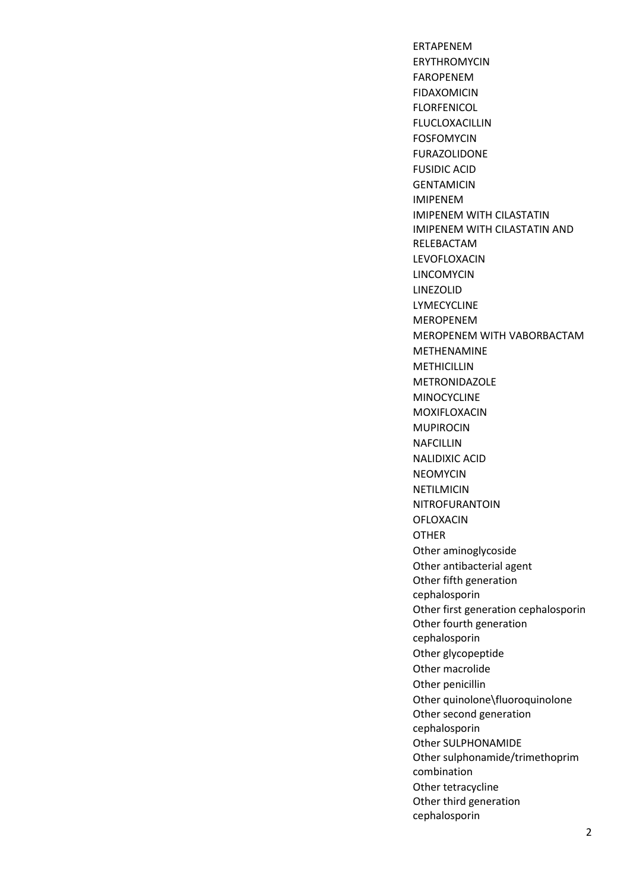ERTAPENEM
ERYTHROMYCIN
FAROPENEM
FIDAXOMICIN
FLORFENICOL
FLUCLOXACILLIN
FOSFOMYCIN
FURAZOLIDONE
FUSIDIC ACID
GENTAMICIN
IMIPENEM
IMIPENEM WITH CILASTATIN
IMIPENEM WITH CILASTATIN AND RELEBACTAM
LEVOFLOXACIN
LINCOMYCIN
LINEZOLID
LYMECYCLINE
MEROPENEM
MEROPENEM WITH VABORBACTAM
METHENAMINE
METHICILLIN
METRONIDAZOLE
MINOCYCLINE
MOXIFLOXACIN
MUPIROCIN
NAFCILLIN
NALIDIXIC ACID
NEOMYCIN
NETILMICIN
NITROFURANTOIN
OFLOXACIN
OTHER
Other aminoglycoside
Other antibacterial agent
Other fifth generation cephalosporin
Other first generation cephalosporin
Other fourth generation cephalosporin
Other glycopeptide
Other macrolide
Other penicillin
Other quinolone\fluoroquinolone
Other second generation cephalosporin
Other SULPHONAMIDE
Other sulphonamide/trimethoprim combination
Other tetracycline
Other third generation cephalosporin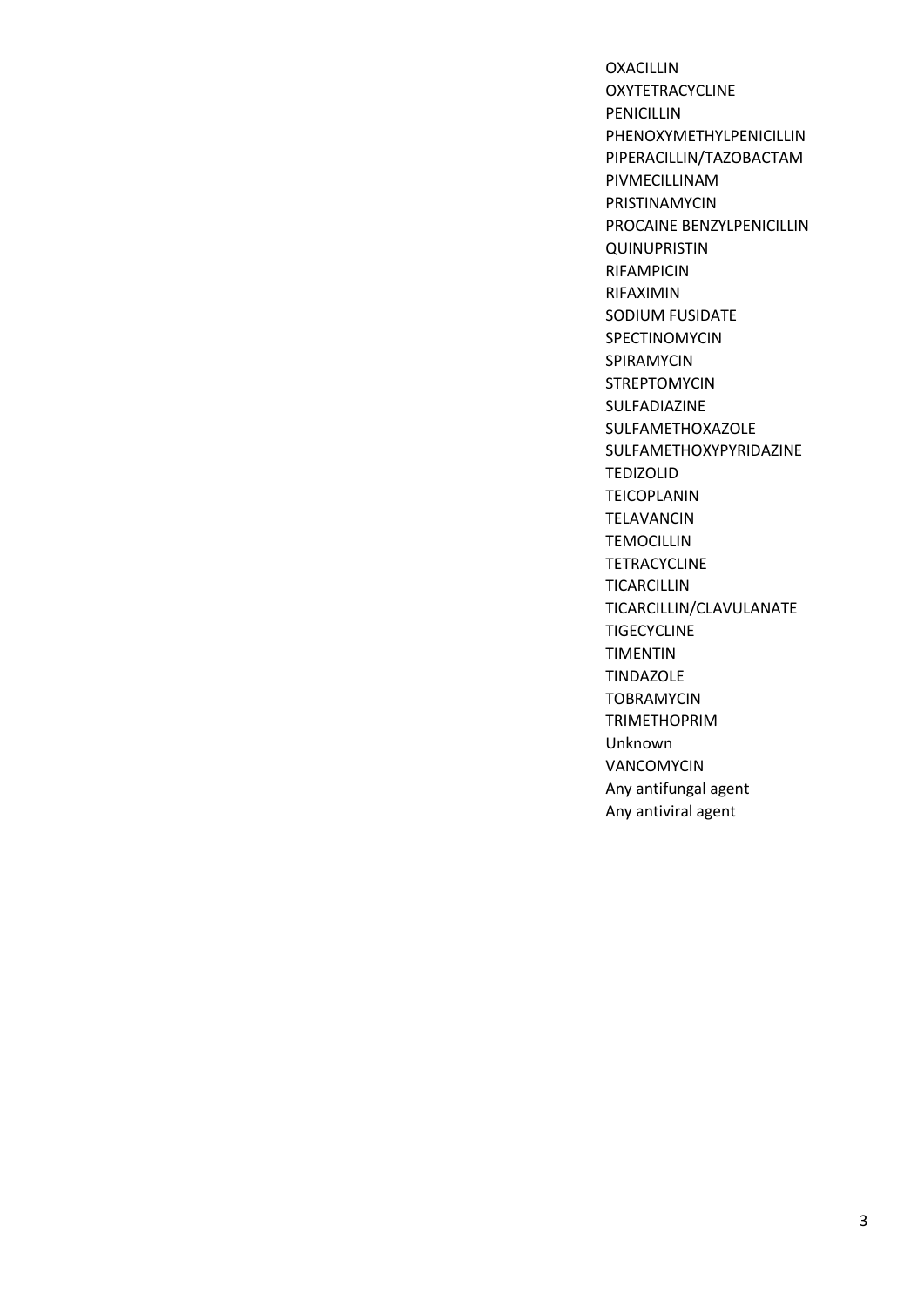OXACILLIN
OXYTETRACYCLINE
PENICILLIN
PHENOXYMETHYLPENICILLIN
PIPERACILLIN/TAZOBACTAM
PIVMECILLINAM
PRISTINAMYCIN
PROCAINE BENZYLPENICILLIN
QUINUPRISTIN
RIFAMPICIN
RIFAXIMIN
SODIUM FUSIDATE
SPECTINOMYCIN
SPIRAMYCIN
STREPTOMYCIN
SULFADIAZINE
SULFAMETHOXAZOLE
SULFAMETHOXYPYRIDAZINE
TEDIZOLID
TEICOPLANIN
TELAVANCIN
TEMOCILLIN
TETRACYCLINE
TICARCILLIN
TICARCILLIN/CLAVULANATE
TIGECYCLINE
TIMENTIN
TINDAZOLE
TOBRAMYCIN
TRIMETHOPRIM
Unknown
VANCOMYCIN
Any antifungal agent
Any antiviral agent